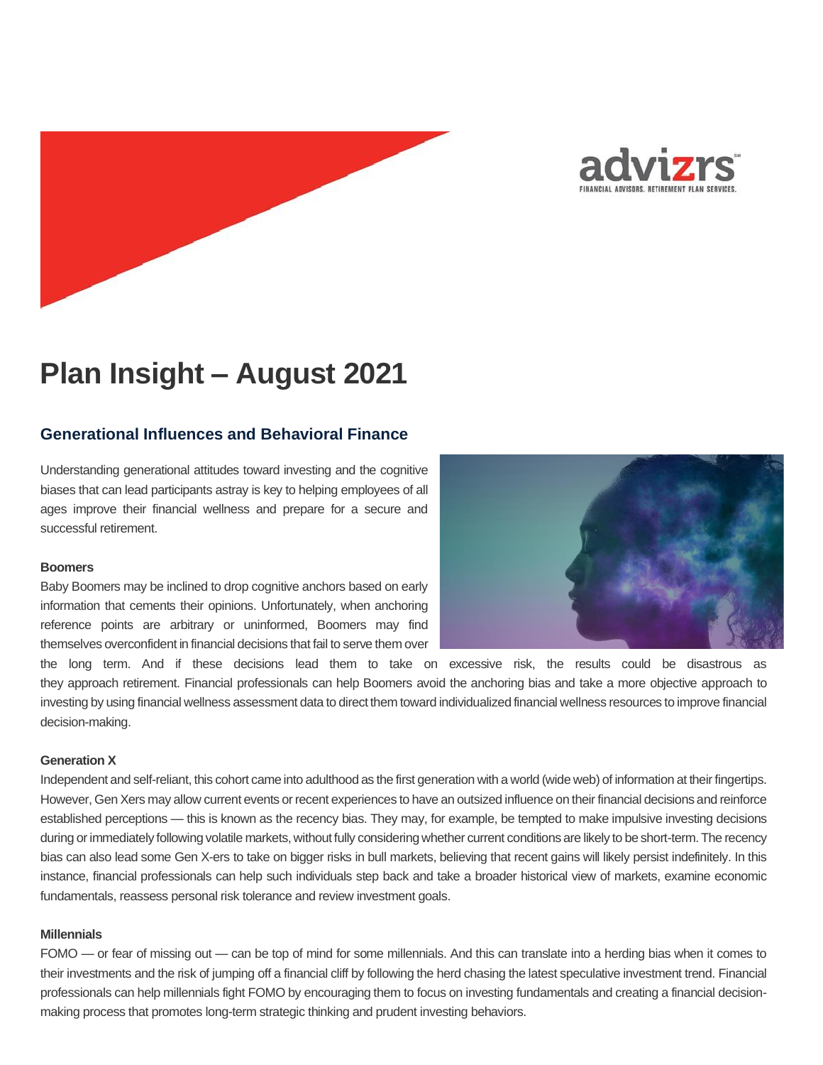# Plan Insight – August 2021

## Generational Influences and Behavioral Finance

Understanding generational attitudes toward investing and the cognitive biases that can lead participants astray is key to helping employees of all ages improve their financial wellness and prepare for a secure and successful retirement.

**Boomers**

Baby Boomers may be inclined to drop cognitive anchors based on early information that cements their opinions. Unfortunately, when anchoring reference points are arbitrary or uninformed, Boomers may find themselves overconfident in financial decisions that fail to serve them over the long term. And if these decisions lead them to take on excessive risk, the results could be disastrous as they approach retirement. Financial professionals can help Boomers avoid the anchoring bias and take a more objective approach to investing by using financial wellness assessment data to direct them toward individualized financial wellness resources to improve financial decision-making.

**Generation X**

Independent and self-reliant, this cohort came into adulthood as the first generation with a world (wide web) of information at their fingertips. However, Gen Xers may allow current events or recent experiences to have an outsized influence on their financial decisions and reinforce established perceptions — this is known as the recency bias. They may, for example, be tempted to make impulsive investing decisions during or immediately following volatile markets, without fully considering whether current conditions are likely to be short-term. The recency bias can also lead some Gen X-ers to take on bigger risks in bull markets, believing that recent gains will likely persist indefinitely. In this instance, financial professionals can help such individuals step back and take a broader historical view of markets, examine economic fundamentals, reassess personal risk tolerance and review investment goals.

**Millennials**

FOMO — or fear of missing out — can be top of mind for some millennials. And this can translate into a herding bias when it comes to their investments and the risk of jumping off a financial cliff by following the herd chasing the latest speculative investment trend. Financial professionals can help millennials fight FOMO by encouraging them to focus on investing fundamentals and creating a financial decision-making process that promotes long-term strategic thinking and prudent investing behaviors.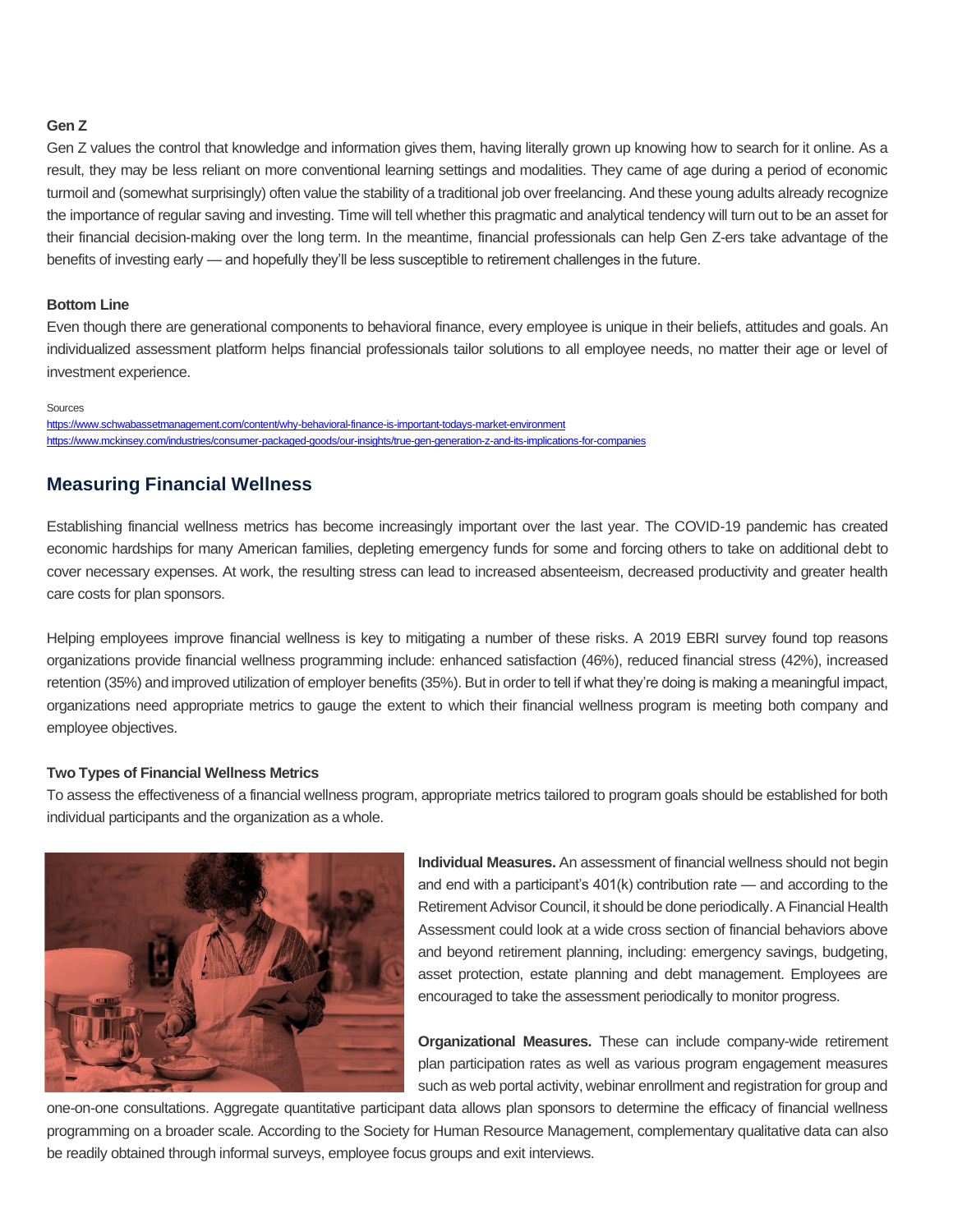### Gen Z

Gen Z values the control that knowledge and information gives them, having literally grown up knowing how to search for it online. As a result, they may be less reliant on more conventional learning settings and modalities. They came of age during a period of economic turmoil and (somewhat surprisingly) often value the stability of a traditional job over freelancing. And these young adults already recognize the importance of regular saving and investing. Time will tell whether this pragmatic and analytical tendency will turn out to be an asset for their financial decision-making over the long term. In the meantime, financial professionals can help Gen Z-ers take advantage of the benefits of investing early — and hopefully they'll be less susceptible to retirement challenges in the future.

### Bottom Line

Even though there are generational components to behavioral finance, every employee is unique in their beliefs, attitudes and goals. An individualized assessment platform helps financial professionals tailor solutions to all employee needs, no matter their age or level of investment experience.

Sources
https://www.schwabassetmanagement.com/content/why-behavioral-finance-is-important-todays-market-environment
https://www.mckinsey.com/industries/consumer-packaged-goods/our-insights/true-gen-generation-z-and-its-implications-for-companies

## Measuring Financial Wellness

Establishing financial wellness metrics has become increasingly important over the last year. The COVID-19 pandemic has created economic hardships for many American families, depleting emergency funds for some and forcing others to take on additional debt to cover necessary expenses. At work, the resulting stress can lead to increased absenteeism, decreased productivity and greater health care costs for plan sponsors.

Helping employees improve financial wellness is key to mitigating a number of these risks. A 2019 EBRI survey found top reasons organizations provide financial wellness programming include: enhanced satisfaction (46%), reduced financial stress (42%), increased retention (35%) and improved utilization of employer benefits (35%). But in order to tell if what they're doing is making a meaningful impact, organizations need appropriate metrics to gauge the extent to which their financial wellness program is meeting both company and employee objectives.

### Two Types of Financial Wellness Metrics

To assess the effectiveness of a financial wellness program, appropriate metrics tailored to program goals should be established for both individual participants and the organization as a whole.

**Individual Measures.** An assessment of financial wellness should not begin and end with a participant's 401(k) contribution rate — and according to the Retirement Advisor Council, it should be done periodically. A Financial Health Assessment could look at a wide cross section of financial behaviors above and beyond retirement planning, including: emergency savings, budgeting, asset protection, estate planning and debt management. Employees are encouraged to take the assessment periodically to monitor progress.

**Organizational Measures.** These can include company-wide retirement plan participation rates as well as various program engagement measures such as web portal activity, webinar enrollment and registration for group and one-on-one consultations. Aggregate quantitative participant data allows plan sponsors to determine the efficacy of financial wellness programming on a broader scale. According to the Society for Human Resource Management, complementary qualitative data can also be readily obtained through informal surveys, employee focus groups and exit interviews.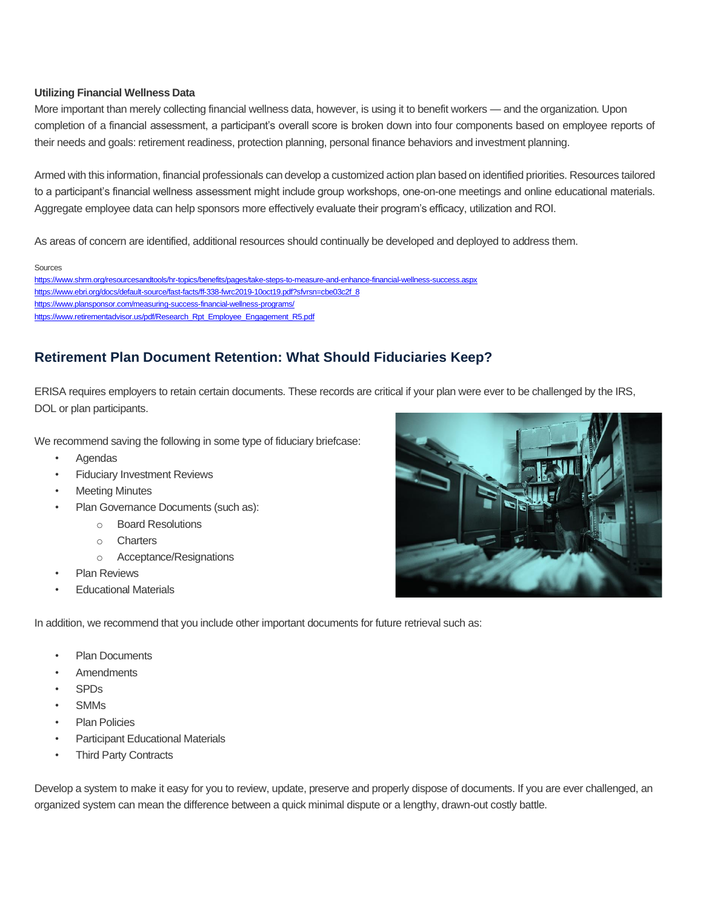**Utilizing Financial Wellness Data**

More important than merely collecting financial wellness data, however, is using it to benefit workers — and the organization. Upon completion of a financial assessment, a participant's overall score is broken down into four components based on employee reports of their needs and goals: retirement readiness, protection planning, personal finance behaviors and investment planning.

Armed with this information, financial professionals can develop a customized action plan based on identified priorities. Resources tailored to a participant's financial wellness assessment might include group workshops, one-on-one meetings and online educational materials. Aggregate employee data can help sponsors more effectively evaluate their program's efficacy, utilization and ROI.

As areas of concern are identified, additional resources should continually be developed and deployed to address them.

Sources
https://www.shrm.org/resourcesandtools/hr-topics/benefits/pages/take-steps-to-measure-and-enhance-financial-wellness-success.aspx
https://www.ebri.org/docs/default-source/fast-facts/ff-338-fwrc2019-10oct19.pdf?sfvrsn=cbe03c2f_8
https://www.plansponsor.com/measuring-success-financial-wellness-programs/
https://www.retirementadvisor.us/pdf/Research_Rpt_Employee_Engagement_R5.pdf

## Retirement Plan Document Retention: What Should Fiduciaries Keep?

ERISA requires employers to retain certain documents. These records are critical if your plan were ever to be challenged by the IRS, DOL or plan participants.

We recommend saving the following in some type of fiduciary briefcase:

- Agendas
- Fiduciary Investment Reviews
- Meeting Minutes
- Plan Governance Documents (such as):
  - Board Resolutions
  - Charters
  - Acceptance/Resignations
- Plan Reviews
- Educational Materials

In addition, we recommend that you include other important documents for future retrieval such as:

- Plan Documents
- Amendments
- SPDs
- SMMs
- Plan Policies
- Participant Educational Materials
- Third Party Contracts

Develop a system to make it easy for you to review, update, preserve and properly dispose of documents. If you are ever challenged, an organized system can mean the difference between a quick minimal dispute or a lengthy, drawn-out costly battle.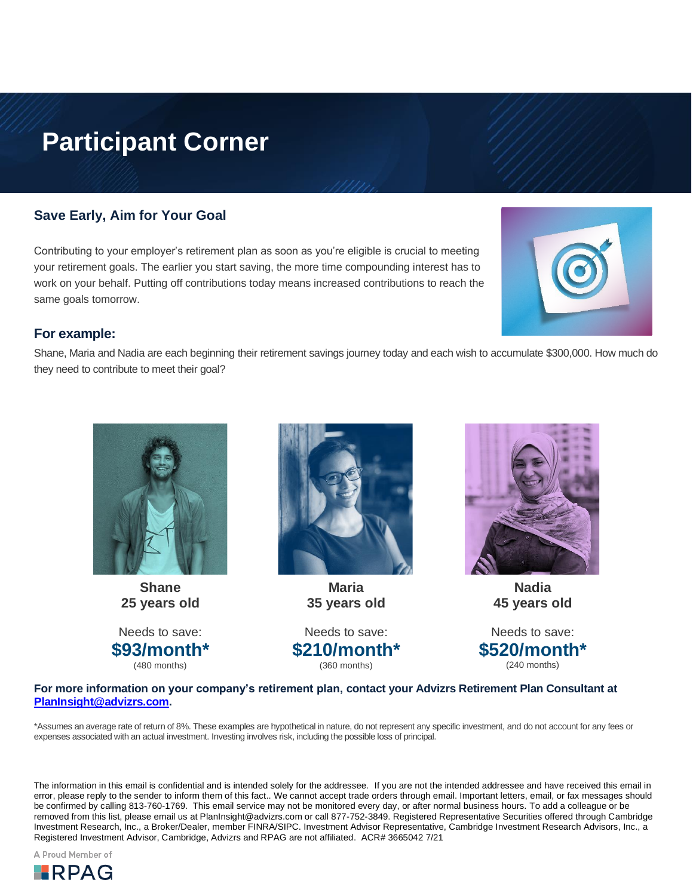# Participant Corner

## Save Early, Aim for Your Goal

Contributing to your employer's retirement plan as soon as you're eligible is crucial to meeting your retirement goals. The earlier you start saving, the more time compounding interest has to work on your behalf. Putting off contributions today means increased contributions to reach the same goals tomorrow.

### For example:

Shane, Maria and Nadia are each beginning their retirement savings journey today and each wish to accumulate $300,000. How much do they need to contribute to meet their goal?

**Shane**
**25 years old**

Needs to save:
**$93/month***
(480 months)

**Maria**
**35 years old**

Needs to save:
**$210/month***
(360 months)

**Nadia**
**45 years old**

Needs to save:
**$520/month***
(240 months)

**For more information on your company's retirement plan, contact your Advizrs Retirement Plan Consultant at [PlanInsight@advizrs.com](mailto:PlanInsight@advizrs.com).**

*Assumes an average rate of return of 8%. These examples are hypothetical in nature, do not represent any specific investment, and do not account for any fees or expenses associated with an actual investment. Investing involves risk, including the possible loss of principal.

The information in this email is confidential and is intended solely for the addressee. If you are not the intended addressee and have received this email in error, please reply to the sender to inform them of this fact.. We cannot accept trade orders through email. Important letters, email, or fax messages should be confirmed by calling 813-760-1769. This email service may not be monitored every day, or after normal business hours. To add a colleague or be removed from this list, please email us at PlanInsight@advizrs.com or call 877-752-3849. Registered Representative Securities offered through Cambridge Investment Research, Inc., a Broker/Dealer, member FINRA/SIPC. Investment Advisor Representative, Cambridge Investment Research Advisors, Inc., a Registered Investment Advisor, Cambridge, Advizrs and RPAG are not affiliated. ACR# 3665042 7/21

A Proud Member of
RPAG